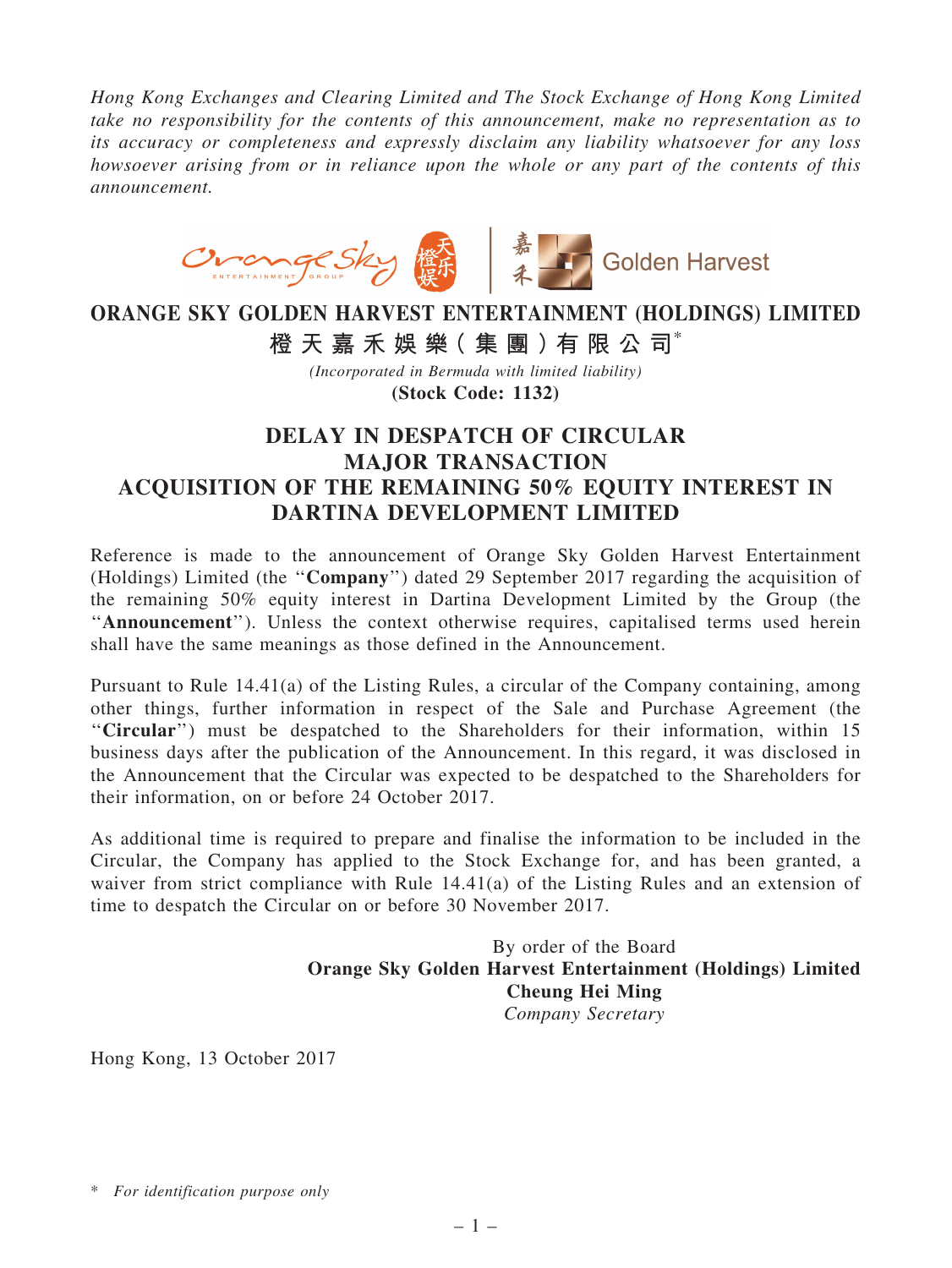*Hong Kong Exchanges and Clearing Limited and The Stock Exchange of Hong Kong Limited take no responsibility for the contents of this announcement, make no representation as to its accuracy or completeness and expressly disclaim any liability whatsoever for any loss howsoever arising from or in reliance upon the whole or any part of the contents of this announcement.*

# ORANGE SKY GOLDEN HARVEST ENTERTAINMENT (HOLDINGS) LIMITED

# 橙天嘉禾娛樂(集團)有限公司*

*(Incorporated in Bermuda with limited liability)*

**(Stock Code: 1132)**

## DELAY IN DESPATCH OF CIRCULAR MAJOR TRANSACTION ACQUISITION OF THE REMAINING 50% EQUITY INTEREST IN DARTINA DEVELOPMENT LIMITED

Reference is made to the announcement of Orange Sky Golden Harvest Entertainment (Holdings) Limited (the "**Company**") dated 29 September 2017 regarding the acquisition of the remaining 50% equity interest in Dartina Development Limited by the Group (the "**Announcement**"). Unless the context otherwise requires, capitalised terms used herein shall have the same meanings as those defined in the Announcement.

Pursuant to Rule 14.41(a) of the Listing Rules, a circular of the Company containing, among other things, further information in respect of the Sale and Purchase Agreement (the "**Circular**") must be despatched to the Shareholders for their information, within 15 business days after the publication of the Announcement. In this regard, it was disclosed in the Announcement that the Circular was expected to be despatched to the Shareholders for their information, on or before 24 October 2017.

As additional time is required to prepare and finalise the information to be included in the Circular, the Company has applied to the Stock Exchange for, and has been granted, a waiver from strict compliance with Rule 14.41(a) of the Listing Rules and an extension of time to despatch the Circular on or before 30 November 2017.

By order of the Board
**Orange Sky Golden Harvest Entertainment (Holdings) Limited**
**Cheung Hei Ming**
*Company Secretary*

Hong Kong, 13 October 2017

\* *For identification purpose only*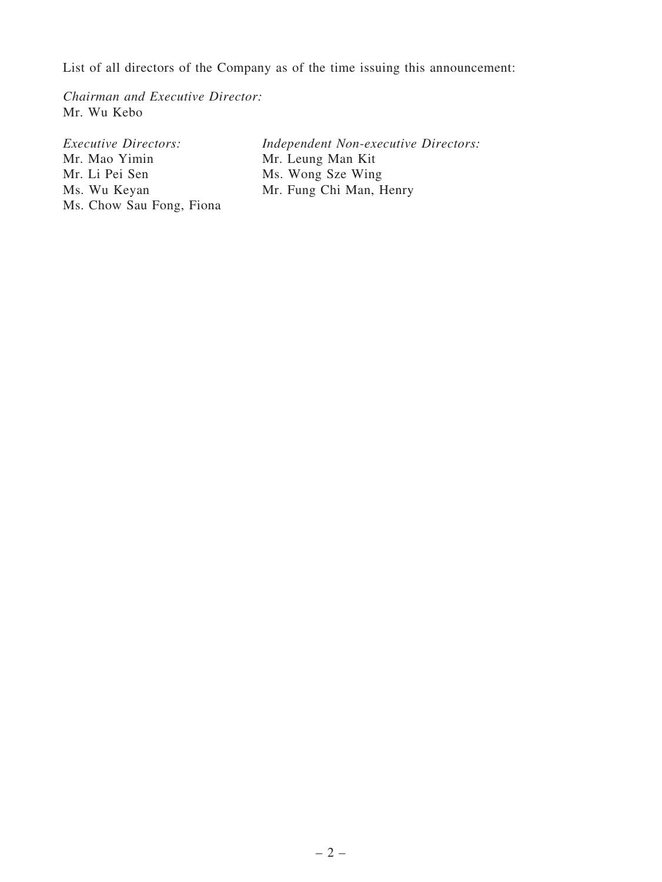List of all directors of the Company as of the time issuing this announcement:

*Chairman and Executive Director:*
Mr. Wu Kebo

*Executive Directors:*
Mr. Mao Yimin
Mr. Li Pei Sen
Ms. Wu Keyan
Ms. Chow Sau Fong, Fiona

*Independent Non-executive Directors:*
Mr. Leung Man Kit
Ms. Wong Sze Wing
Mr. Fung Chi Man, Henry